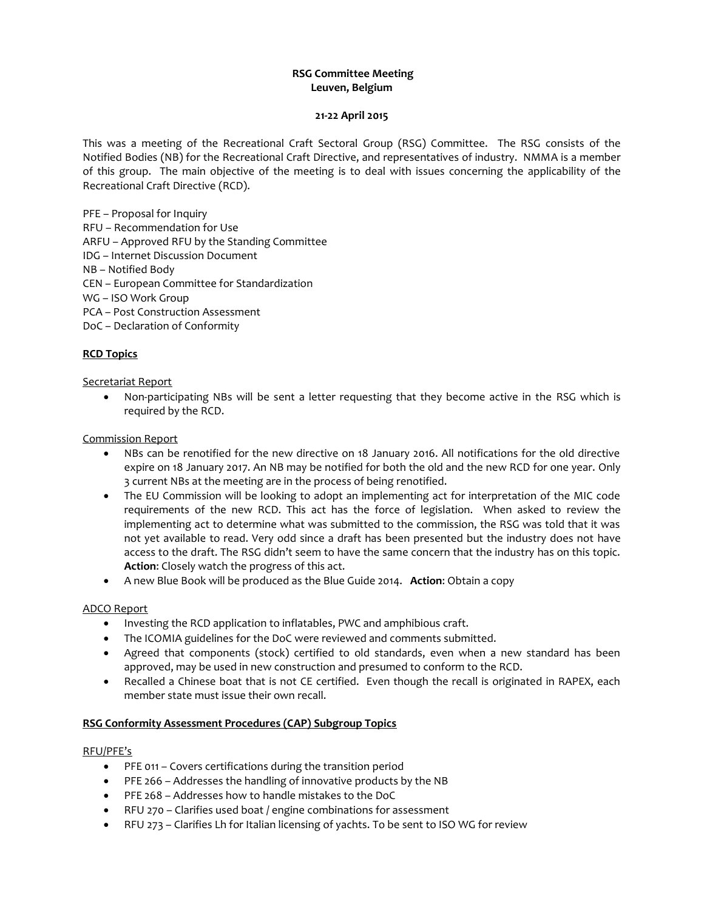**RSG Committee Meeting**
**Leuven, Belgium**

**21-22 April 2015**

This was a meeting of the Recreational Craft Sectoral Group (RSG) Committee. The RSG consists of the Notified Bodies (NB) for the Recreational Craft Directive, and representatives of industry. NMMA is a member of this group. The main objective of the meeting is to deal with issues concerning the applicability of the Recreational Craft Directive (RCD).

PFE – Proposal for Inquiry
RFU – Recommendation for Use
ARFU – Approved RFU by the Standing Committee
IDG – Internet Discussion Document
NB – Notified Body
CEN – European Committee for Standardization
WG – ISO Work Group
PCA – Post Construction Assessment
DoC – Declaration of Conformity

## RCD Topics

Secretariat Report

- Non-participating NBs will be sent a letter requesting that they become active in the RSG which is required by the RCD.

Commission Report

- NBs can be renotified for the new directive on 18 January 2016. All notifications for the old directive expire on 18 January 2017. An NB may be notified for both the old and the new RCD for one year. Only 3 current NBs at the meeting are in the process of being renotified.
- The EU Commission will be looking to adopt an implementing act for interpretation of the MIC code requirements of the new RCD. This act has the force of legislation. When asked to review the implementing act to determine what was submitted to the commission, the RSG was told that it was not yet available to read. Very odd since a draft has been presented but the industry does not have access to the draft. The RSG didn't seem to have the same concern that the industry has on this topic. **Action**: Closely watch the progress of this act.
- A new Blue Book will be produced as the Blue Guide 2014. **Action**: Obtain a copy

ADCO Report

- Investing the RCD application to inflatables, PWC and amphibious craft.
- The ICOMIA guidelines for the DoC were reviewed and comments submitted.
- Agreed that components (stock) certified to old standards, even when a new standard has been approved, may be used in new construction and presumed to conform to the RCD.
- Recalled a Chinese boat that is not CE certified. Even though the recall is originated in RAPEX, each member state must issue their own recall.

## RSG Conformity Assessment Procedures (CAP) Subgroup Topics

RFU/PFE's

- PFE 011 – Covers certifications during the transition period
- PFE 266 – Addresses the handling of innovative products by the NB
- PFE 268 – Addresses how to handle mistakes to the DoC
- RFU 270 – Clarifies used boat / engine combinations for assessment
- RFU 273 – Clarifies Lh for Italian licensing of yachts. To be sent to ISO WG for review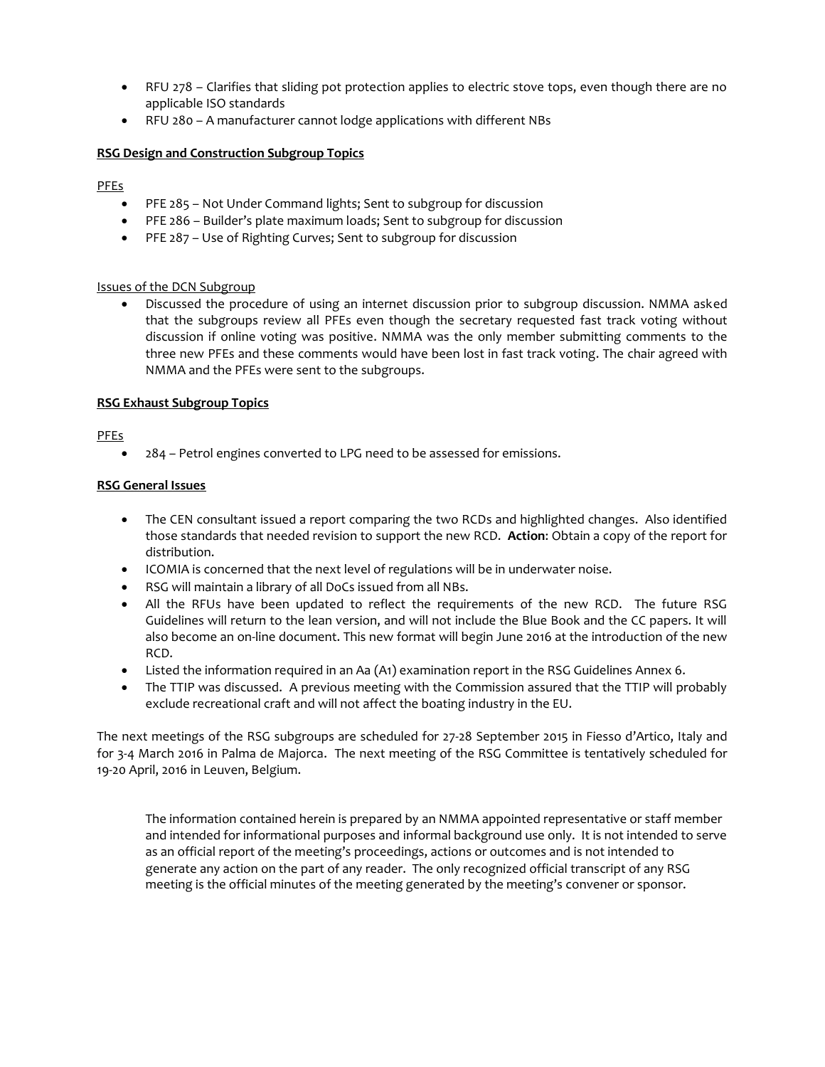- RFU 278 – Clarifies that sliding pot protection applies to electric stove tops, even though there are no applicable ISO standards
- RFU 280 – A manufacturer cannot lodge applications with different NBs

**RSG Design and Construction Subgroup Topics**

PFEs

- PFE 285 – Not Under Command lights; Sent to subgroup for discussion
- PFE 286 – Builder's plate maximum loads; Sent to subgroup for discussion
- PFE 287 – Use of Righting Curves; Sent to subgroup for discussion

Issues of the DCN Subgroup

- Discussed the procedure of using an internet discussion prior to subgroup discussion. NMMA asked that the subgroups review all PFEs even though the secretary requested fast track voting without discussion if online voting was positive. NMMA was the only member submitting comments to the three new PFEs and these comments would have been lost in fast track voting. The chair agreed with NMMA and the PFEs were sent to the subgroups.

**RSG Exhaust Subgroup Topics**

PFEs

- 284 – Petrol engines converted to LPG need to be assessed for emissions.

**RSG General Issues**

- The CEN consultant issued a report comparing the two RCDs and highlighted changes. Also identified those standards that needed revision to support the new RCD. **Action**: Obtain a copy of the report for distribution.
- ICOMIA is concerned that the next level of regulations will be in underwater noise.
- RSG will maintain a library of all DoCs issued from all NBs.
- All the RFUs have been updated to reflect the requirements of the new RCD. The future RSG Guidelines will return to the lean version, and will not include the Blue Book and the CC papers. It will also become an on-line document. This new format will begin June 2016 at the introduction of the new RCD.
- Listed the information required in an Aa (A1) examination report in the RSG Guidelines Annex 6.
- The TTIP was discussed. A previous meeting with the Commission assured that the TTIP will probably exclude recreational craft and will not affect the boating industry in the EU.

The next meetings of the RSG subgroups are scheduled for 27-28 September 2015 in Fiesso d'Artico, Italy and for 3-4 March 2016 in Palma de Majorca. The next meeting of the RSG Committee is tentatively scheduled for 19-20 April, 2016 in Leuven, Belgium.

The information contained herein is prepared by an NMMA appointed representative or staff member and intended for informational purposes and informal background use only. It is not intended to serve as an official report of the meeting's proceedings, actions or outcomes and is not intended to generate any action on the part of any reader. The only recognized official transcript of any RSG meeting is the official minutes of the meeting generated by the meeting's convener or sponsor.